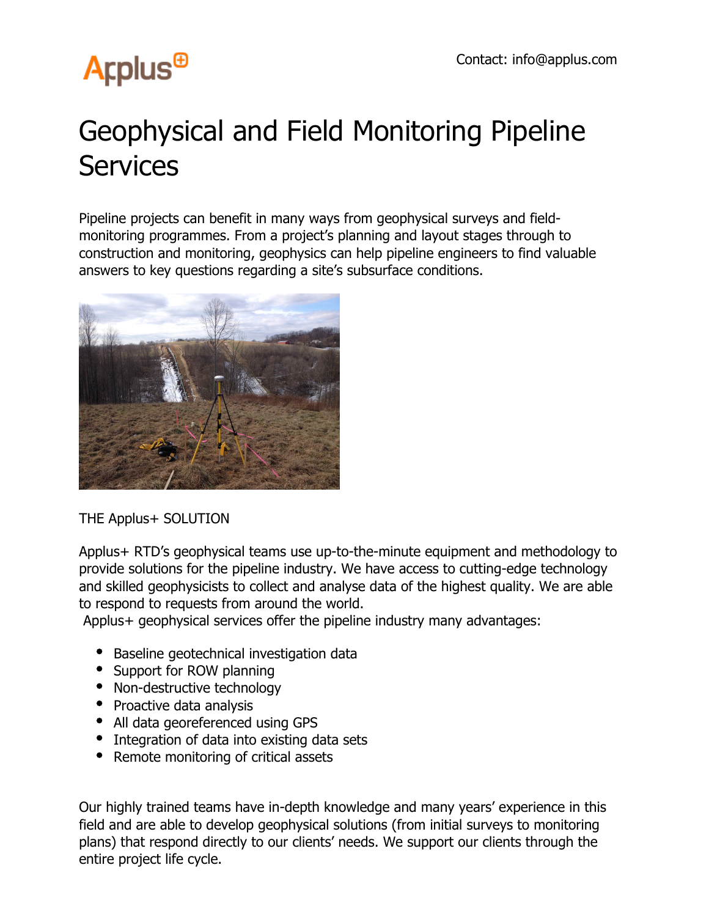Contact: info@applus.com

# Geophysical and Field Monitoring Pipeline Services

Pipeline projects can benefit in many ways from geophysical surveys and field-monitoring programmes. From a project's planning and layout stages through to construction and monitoring, geophysics can help pipeline engineers to find valuable answers to key questions regarding a site's subsurface conditions.

## THE Applus+ SOLUTION

Applus+ RTD's geophysical teams use up-to-the-minute equipment and methodology to provide solutions for the pipeline industry. We have access to cutting-edge technology and skilled geophysicists to collect and analyse data of the highest quality. We are able to respond to requests from around the world.

Applus+ geophysical services offer the pipeline industry many advantages:

- Baseline geotechnical investigation data
- Support for ROW planning
- Non-destructive technology
- Proactive data analysis
- All data georeferenced using GPS
- Integration of data into existing data sets
- Remote monitoring of critical assets

Our highly trained teams have in-depth knowledge and many years' experience in this field and are able to develop geophysical solutions (from initial surveys to monitoring plans) that respond directly to our clients' needs. We support our clients through the entire project life cycle.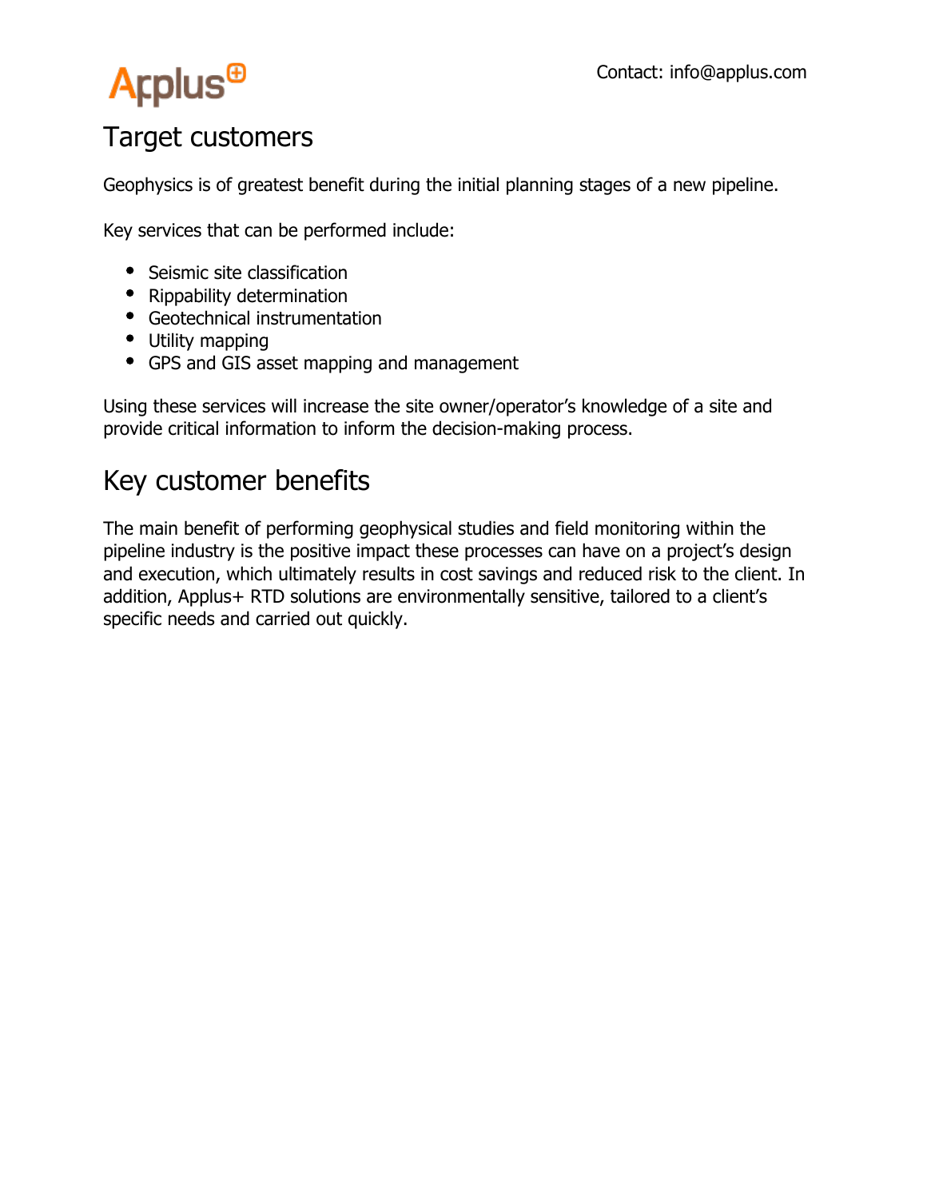## Target customers

Geophysics is of greatest benefit during the initial planning stages of a new pipeline.

Key services that can be performed include:

- Seismic site classification
- Rippability determination
- Geotechnical instrumentation
- Utility mapping
- GPS and GIS asset mapping and management

Using these services will increase the site owner/operator's knowledge of a site and provide critical information to inform the decision-making process.

## Key customer benefits

The main benefit of performing geophysical studies and field monitoring within the pipeline industry is the positive impact these processes can have on a project's design and execution, which ultimately results in cost savings and reduced risk to the client. In addition, Applus+ RTD solutions are environmentally sensitive, tailored to a client's specific needs and carried out quickly.